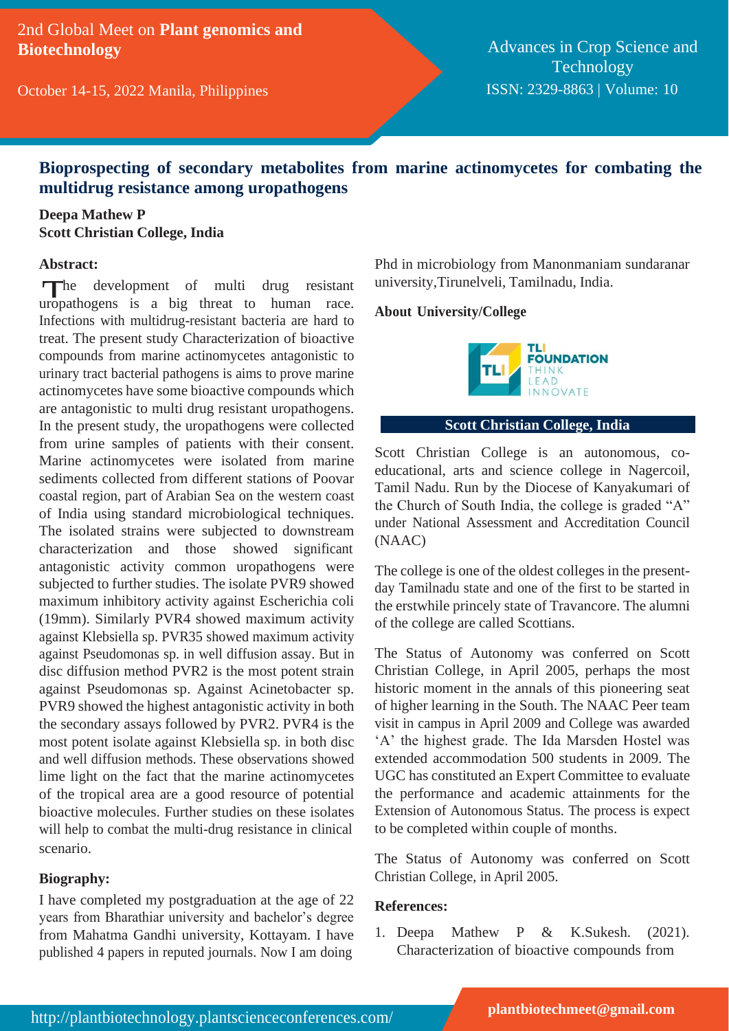# Bioprospecting of secondary metabolites from marine actinomycetes for combating the multidrug resistance among uropathogens

**Deepa Mathew P**
**Scott Christian College, India**

### Abstract:

The development of multi drug resistant uropathogens is a big threat to human race. Infections with multidrug-resistant bacteria are hard to treat. The present study Characterization of bioactive compounds from marine actinomycetes antagonistic to urinary tract bacterial pathogens is aims to prove marine actinomycetes have some bioactive compounds which are antagonistic to multi drug resistant uropathogens. In the present study, the uropathogens were collected from urine samples of patients with their consent. Marine actinomycetes were isolated from marine sediments collected from different stations of Poovar coastal region, part of Arabian Sea on the western coast of India using standard microbiological techniques. The isolated strains were subjected to downstream characterization and those showed significant antagonistic activity common uropathogens were subjected to further studies. The isolate PVR9 showed maximum inhibitory activity against Escherichia coli (19mm). Similarly PVR4 showed maximum activity against Klebsiella sp. PVR35 showed maximum activity against Pseudomonas sp. in well diffusion assay. But in disc diffusion method PVR2 is the most potent strain against Pseudomonas sp. Against Acinetobacter sp. PVR9 showed the highest antagonistic activity in both the secondary assays followed by PVR2. PVR4 is the most potent isolate against Klebsiella sp. in both disc and well diffusion methods. These observations showed lime light on the fact that the marine actinomycetes of the tropical area are a good resource of potential bioactive molecules. Further studies on these isolates will help to combat the multi-drug resistance in clinical scenario.

### Biography:

I have completed my postgraduation at the age of 22 years from Bharathiar university and bachelor's degree from Mahatma Gandhi university, Kottayam. I have published 4 papers in reputed journals. Now I am doing Phd in microbiology from Manonmaniam sundaranar university,Tirunelveli, Tamilnadu, India.

### About University/College

**Scott Christian College, India**

Scott Christian College is an autonomous, co-educational, arts and science college in Nagercoil, Tamil Nadu. Run by the Diocese of Kanyakumari of the Church of South India, the college is graded "A" under National Assessment and Accreditation Council (NAAC)

The college is one of the oldest colleges in the present-day Tamilnadu state and one of the first to be started in the erstwhile princely state of Travancore. The alumni of the college are called Scottians.

The Status of Autonomy was conferred on Scott Christian College, in April 2005, perhaps the most historic moment in the annals of this pioneering seat of higher learning in the South. The NAAC Peer team visit in campus in April 2009 and College was awarded 'A' the highest grade. The Ida Marsden Hostel was extended accommodation 500 students in 2009. The UGC has constituted an Expert Committee to evaluate the performance and academic attainments for the Extension of Autonomous Status. The process is expect to be completed within couple of months.

The Status of Autonomy was conferred on Scott Christian College, in April 2005.

### References:

1. Deepa Mathew P & K.Sukesh. (2021). Characterization of bioactive compounds from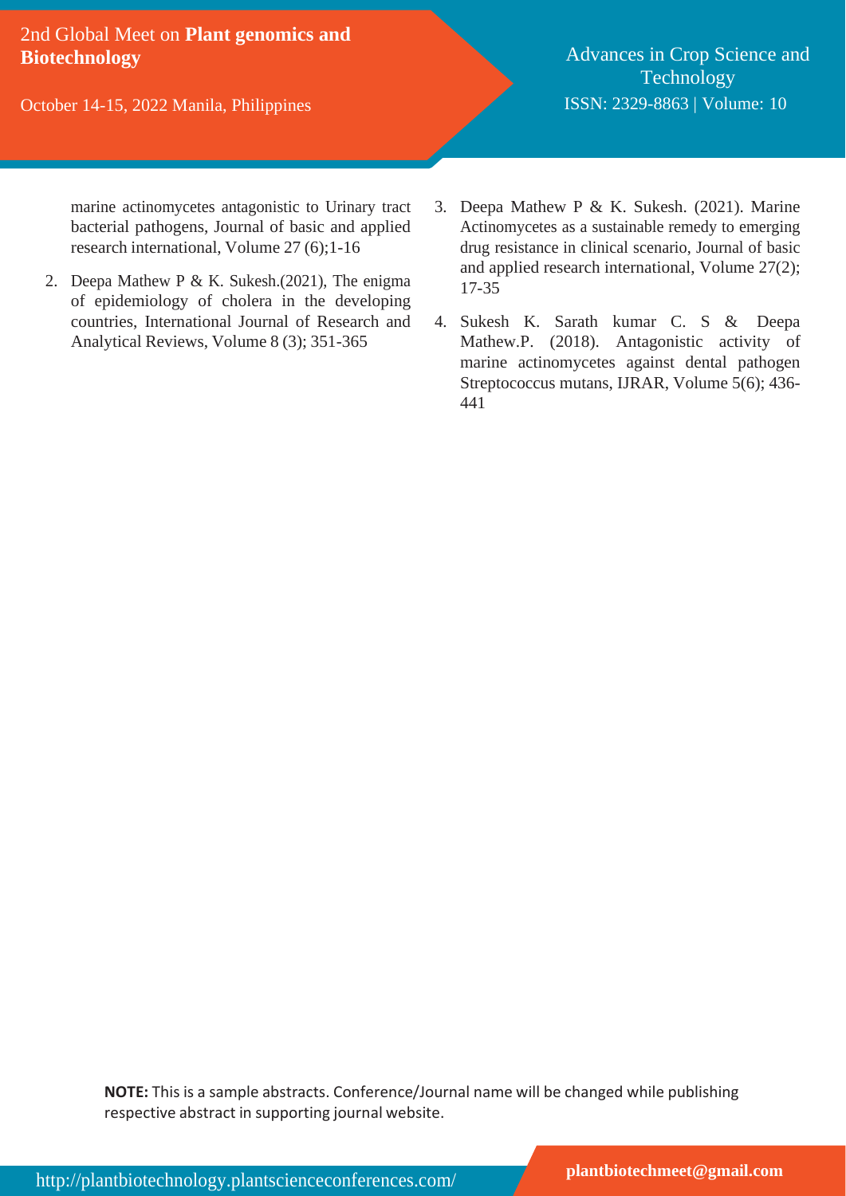marine actinomycetes antagonistic to Urinary tract bacterial pathogens, Journal of basic and applied research international, Volume 27 (6);1-16

2. Deepa Mathew P & K. Sukesh.(2021), The enigma of epidemiology of cholera in the developing countries, International Journal of Research and Analytical Reviews, Volume 8 (3); 351-365
3. Deepa Mathew P & K. Sukesh. (2021). Marine Actinomycetes as a sustainable remedy to emerging drug resistance in clinical scenario, Journal of basic and applied research international, Volume 27(2); 17-35
4. Sukesh K. Sarath kumar C. S & Deepa Mathew.P. (2018). Antagonistic activity of marine actinomycetes against dental pathogen Streptococcus mutans, IJRAR, Volume 5(6); 436-441

**NOTE:** This is a sample abstracts. Conference/Journal name will be changed while publishing respective abstract in supporting journal website.